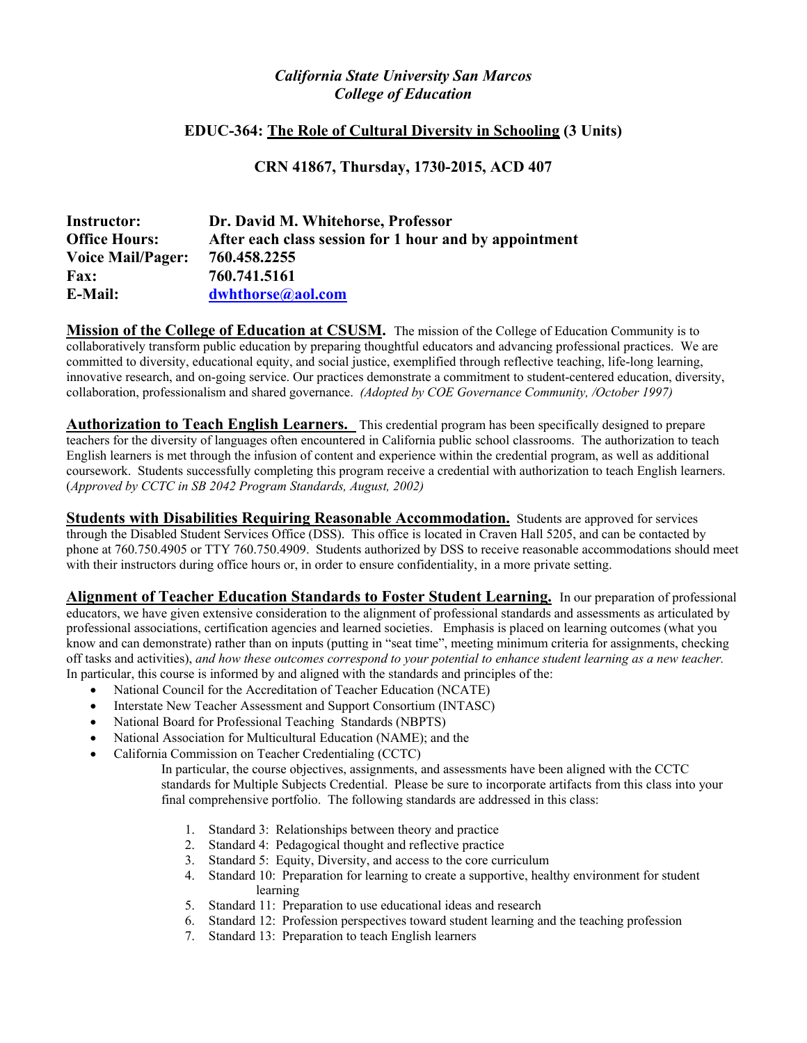*California State University San Marcos*
*College of Education*

**EDUC-364: The Role of Cultural Diversity in Schooling (3 Units)**

**CRN 41867, Thursday, 1730-2015, ACD 407**

| | |
|---|---|
| **Instructor:** | **Dr. David M. Whitehorse, Professor** |
| **Office Hours:** | **After each class session for 1 hour and by appointment** |
| **Voice Mail/Pager:** | **760.458.2255** |
| **Fax:** | **760.741.5161** |
| **E-Mail:** | **dwhthorse@aol.com** |

**Mission of the College of Education at CSUSM.** The mission of the College of Education Community is to collaboratively transform public education by preparing thoughtful educators and advancing professional practices. We are committed to diversity, educational equity, and social justice, exemplified through reflective teaching, life-long learning, innovative research, and on-going service. Our practices demonstrate a commitment to student-centered education, diversity, collaboration, professionalism and shared governance. *(Adopted by COE Governance Community, /October 1997)*

**Authorization to Teach English Learners.** This credential program has been specifically designed to prepare teachers for the diversity of languages often encountered in California public school classrooms. The authorization to teach English learners is met through the infusion of content and experience within the credential program, as well as additional coursework. Students successfully completing this program receive a credential with authorization to teach English learners. (*Approved by CCTC in SB 2042 Program Standards, August, 2002)*

**Students with Disabilities Requiring Reasonable Accommodation.** Students are approved for services through the Disabled Student Services Office (DSS). This office is located in Craven Hall 5205, and can be contacted by phone at 760.750.4905 or TTY 760.750.4909. Students authorized by DSS to receive reasonable accommodations should meet with their instructors during office hours or, in order to ensure confidentiality, in a more private setting.

**Alignment of Teacher Education Standards to Foster Student Learning.** In our preparation of professional educators, we have given extensive consideration to the alignment of professional standards and assessments as articulated by professional associations, certification agencies and learned societies. Emphasis is placed on learning outcomes (what you know and can demonstrate) rather than on inputs (putting in "seat time", meeting minimum criteria for assignments, checking off tasks and activities), *and how these outcomes correspond to your potential to enhance student learning as a new teacher.* In particular, this course is informed by and aligned with the standards and principles of the:

- National Council for the Accreditation of Teacher Education (NCATE)
- Interstate New Teacher Assessment and Support Consortium (INTASC)
- National Board for Professional Teaching Standards (NBPTS)
- National Association for Multicultural Education (NAME); and the
- California Commission on Teacher Credentialing (CCTC)

  In particular, the course objectives, assignments, and assessments have been aligned with the CCTC standards for Multiple Subjects Credential. Please be sure to incorporate artifacts from this class into your final comprehensive portfolio. The following standards are addressed in this class:

  1. Standard 3: Relationships between theory and practice
  2. Standard 4: Pedagogical thought and reflective practice
  3. Standard 5: Equity, Diversity, and access to the core curriculum
  4. Standard 10: Preparation for learning to create a supportive, healthy environment for student learning
  5. Standard 11: Preparation to use educational ideas and research
  6. Standard 12: Profession perspectives toward student learning and the teaching profession
  7. Standard 13: Preparation to teach English learners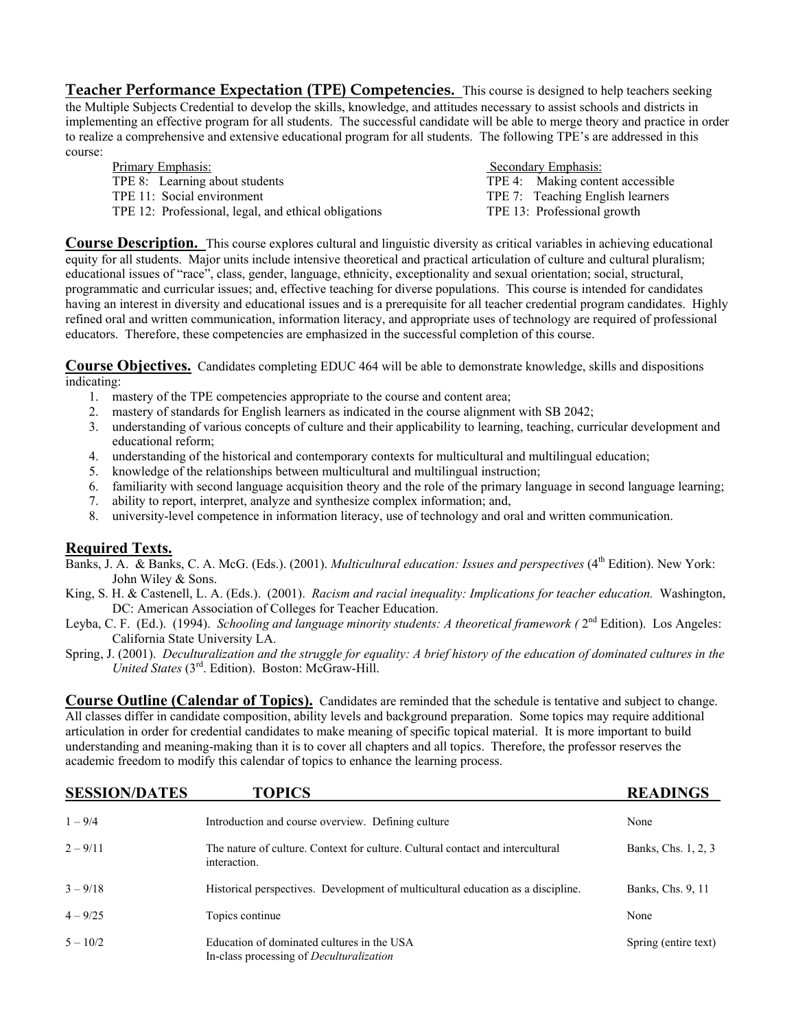**Teacher Performance Expectation (TPE) Competencies.** This course is designed to help teachers seeking the Multiple Subjects Credential to develop the skills, knowledge, and attitudes necessary to assist schools and districts in implementing an effective program for all students. The successful candidate will be able to merge theory and practice in order to realize a comprehensive and extensive educational program for all students. The following TPE's are addressed in this course:

Primary Emphasis:
- TPE 8: Learning about students
- TPE 11: Social environment
- TPE 12: Professional, legal, and ethical obligations

Secondary Emphasis:
- TPE 4: Making content accessible
- TPE 7: Teaching English learners
- TPE 13: Professional growth

**Course Description.** This course explores cultural and linguistic diversity as critical variables in achieving educational equity for all students. Major units include intensive theoretical and practical articulation of culture and cultural pluralism; educational issues of "race", class, gender, language, ethnicity, exceptionality and sexual orientation; social, structural, programmatic and curricular issues; and, effective teaching for diverse populations. This course is intended for candidates having an interest in diversity and educational issues and is a prerequisite for all teacher credential program candidates. Highly refined oral and written communication, information literacy, and appropriate uses of technology are required of professional educators. Therefore, these competencies are emphasized in the successful completion of this course.

**Course Objectives.** Candidates completing EDUC 464 will be able to demonstrate knowledge, skills and dispositions indicating:

1. mastery of the TPE competencies appropriate to the course and content area;
2. mastery of standards for English learners as indicated in the course alignment with SB 2042;
3. understanding of various concepts of culture and their applicability to learning, teaching, curricular development and educational reform;
4. understanding of the historical and contemporary contexts for multicultural and multilingual education;
5. knowledge of the relationships between multicultural and multilingual instruction;
6. familiarity with second language acquisition theory and the role of the primary language in second language learning;
7. ability to report, interpret, analyze and synthesize complex information; and,
8. university-level competence in information literacy, use of technology and oral and written communication.

**Required Texts.**

Banks, J. A. & Banks, C. A. McG. (Eds.). (2001). *Multicultural education: Issues and perspectives* (4th Edition). New York: John Wiley & Sons.

King, S. H. & Castenell, L. A. (Eds.). (2001). *Racism and racial inequality: Implications for teacher education.* Washington, DC: American Association of Colleges for Teacher Education.

Leyba, C. F. (Ed.). (1994). *Schooling and language minority students: A theoretical framework (* 2nd Edition). Los Angeles: California State University LA.

Spring, J. (2001). *Deculturalization and the struggle for equality: A brief history of the education of dominated cultures in the United States* (3rd. Edition). Boston: McGraw-Hill.

**Course Outline (Calendar of Topics).** Candidates are reminded that the schedule is tentative and subject to change. All classes differ in candidate composition, ability levels and background preparation. Some topics may require additional articulation in order for credential candidates to make meaning of specific topical material. It is more important to build understanding and meaning-making than it is to cover all chapters and all topics. Therefore, the professor reserves the academic freedom to modify this calendar of topics to enhance the learning process.

| SESSION/DATES | TOPICS | READINGS |
|---|---|---|
| 1 – 9/4 | Introduction and course overview. Defining culture | None |
| 2 – 9/11 | The nature of culture. Context for culture. Cultural contact and intercultural interaction. | Banks, Chs. 1, 2, 3 |
| 3 – 9/18 | Historical perspectives. Development of multicultural education as a discipline. | Banks, Chs. 9, 11 |
| 4 – 9/25 | Topics continue | None |
| 5 – 10/2 | Education of dominated cultures in the USA<br>In-class processing of *Deculturalization* | Spring (entire text) |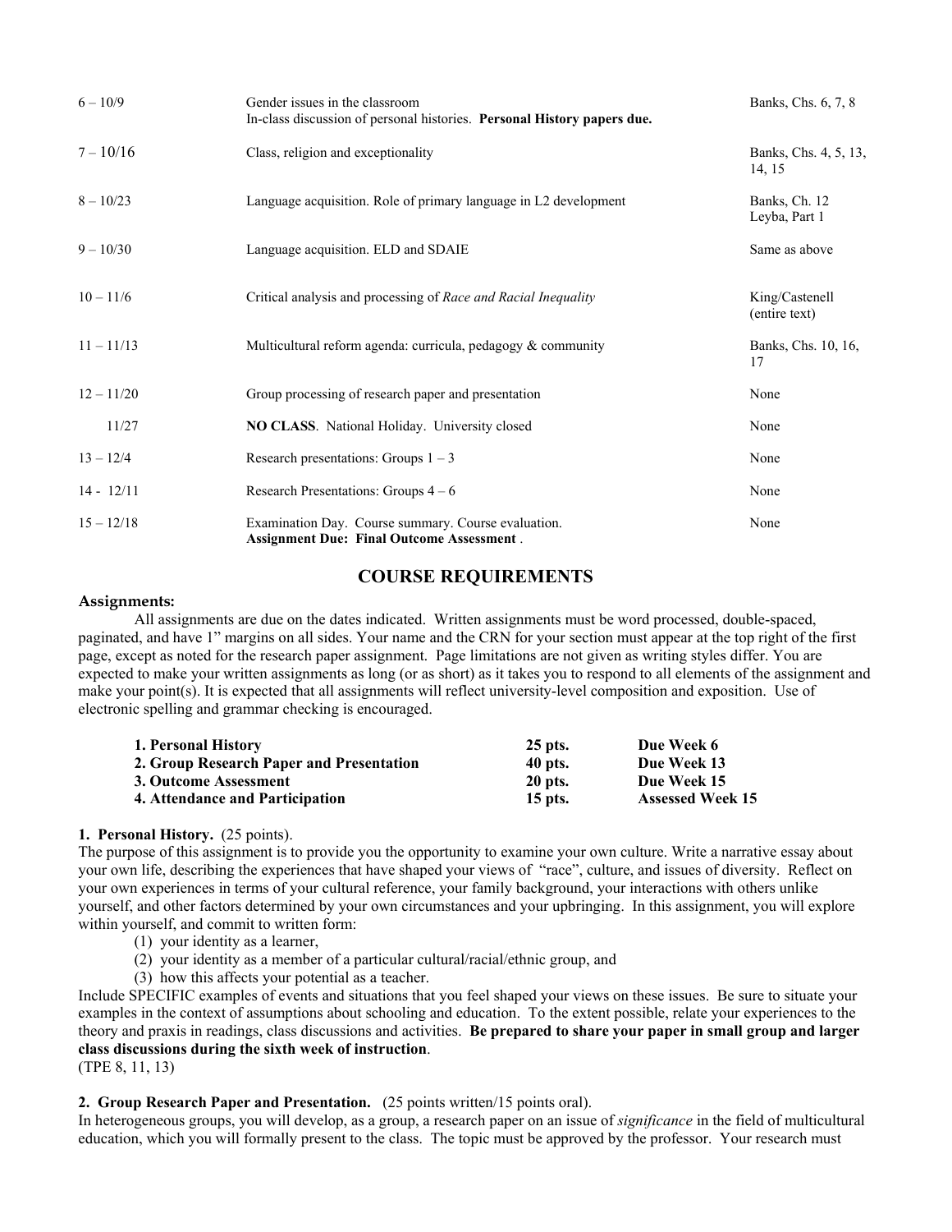| | | |
|---|---|---|
| 6 – 10/9 | Gender issues in the classroom<br>In-class discussion of personal histories. **Personal History papers due.** | Banks, Chs. 6, 7, 8 |
| 7 – 10/16 | Class, religion and exceptionality | Banks, Chs. 4, 5, 13, 14, 15 |
| 8 – 10/23 | Language acquisition. Role of primary language in L2 development | Banks, Ch. 12<br>Leyba, Part 1 |
| 9 – 10/30 | Language acquisition. ELD and SDAIE | Same as above |
| 10 – 11/6 | Critical analysis and processing of *Race and Racial Inequality* | King/Castenell (entire text) |
| 11 – 11/13 | Multicultural reform agenda: curricula, pedagogy & community | Banks, Chs. 10, 16, 17 |
| 12 – 11/20 | Group processing of research paper and presentation | None |
| 11/27 | **NO CLASS**. National Holiday. University closed | None |
| 13 – 12/4 | Research presentations: Groups 1 – 3 | None |
| 14 - 12/11 | Research Presentations: Groups 4 – 6 | None |
| 15 – 12/18 | Examination Day. Course summary. Course evaluation.<br>**Assignment Due: Final Outcome Assessment** . | None |

## COURSE REQUIREMENTS

**Assignments:**

All assignments are due on the dates indicated. Written assignments must be word processed, double-spaced, paginated, and have 1" margins on all sides. Your name and the CRN for your section must appear at the top right of the first page, except as noted for the research paper assignment. Page limitations are not given as writing styles differ. You are expected to make your written assignments as long (or as short) as it takes you to respond to all elements of the assignment and make your point(s). It is expected that all assignments will reflect university-level composition and exposition. Use of electronic spelling and grammar checking is encouraged.

| | | |
|---|---|---|
| **1. Personal History** | **25 pts.** | **Due Week 6** |
| **2. Group Research Paper and Presentation** | **40 pts.** | **Due Week 13** |
| **3. Outcome Assessment** | **20 pts.** | **Due Week 15** |
| **4. Attendance and Participation** | **15 pts.** | **Assessed Week 15** |

**1. Personal History.** (25 points).

The purpose of this assignment is to provide you the opportunity to examine your own culture. Write a narrative essay about your own life, describing the experiences that have shaped your views of "race", culture, and issues of diversity. Reflect on your own experiences in terms of your cultural reference, your family background, your interactions with others unlike yourself, and other factors determined by your own circumstances and your upbringing. In this assignment, you will explore within yourself, and commit to written form:

(1) your identity as a learner,
(2) your identity as a member of a particular cultural/racial/ethnic group, and
(3) how this affects your potential as a teacher.

Include SPECIFIC examples of events and situations that you feel shaped your views on these issues. Be sure to situate your examples in the context of assumptions about schooling and education. To the extent possible, relate your experiences to the theory and praxis in readings, class discussions and activities. **Be prepared to share your paper in small group and larger class discussions during the sixth week of instruction**.

(TPE 8, 11, 13)

**2. Group Research Paper and Presentation.** (25 points written/15 points oral).

In heterogeneous groups, you will develop, as a group, a research paper on an issue of *significance* in the field of multicultural education, which you will formally present to the class. The topic must be approved by the professor. Your research must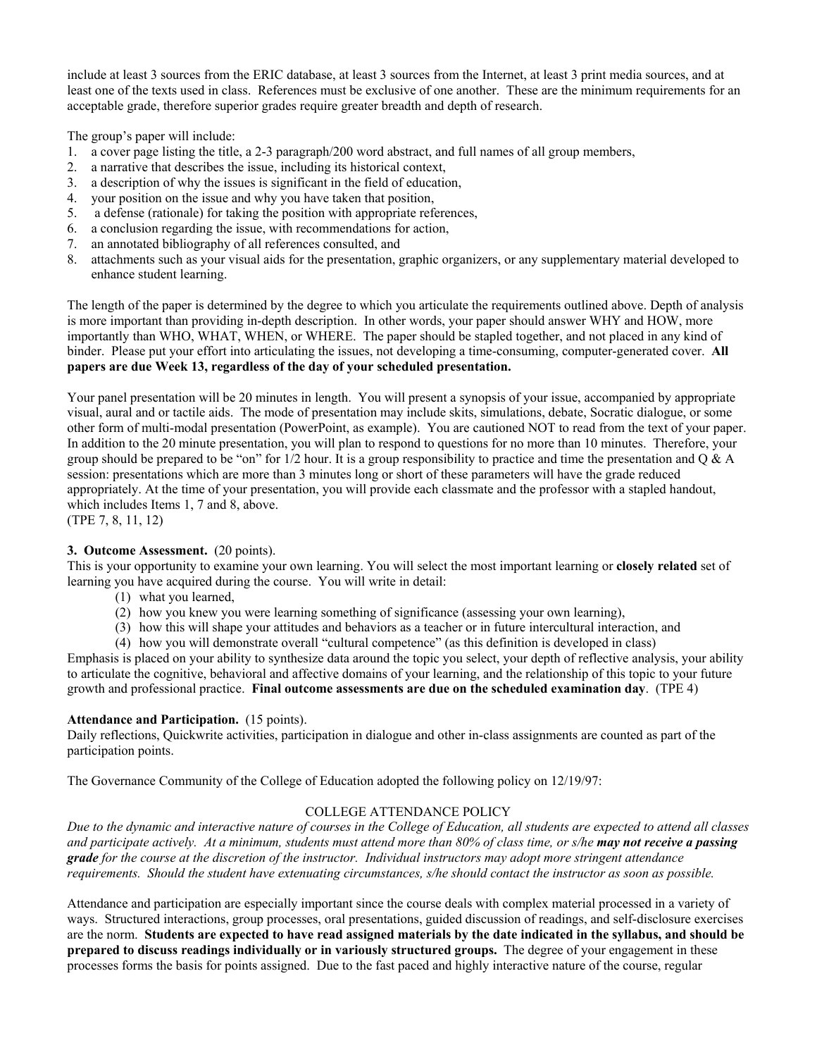include at least 3 sources from the ERIC database, at least 3 sources from the Internet, at least 3 print media sources, and at least one of the texts used in class. References must be exclusive of one another. These are the minimum requirements for an acceptable grade, therefore superior grades require greater breadth and depth of research.

The group's paper will include:

1. a cover page listing the title, a 2-3 paragraph/200 word abstract, and full names of all group members,
2. a narrative that describes the issue, including its historical context,
3. a description of why the issues is significant in the field of education,
4. your position on the issue and why you have taken that position,
5. a defense (rationale) for taking the position with appropriate references,
6. a conclusion regarding the issue, with recommendations for action,
7. an annotated bibliography of all references consulted, and
8. attachments such as your visual aids for the presentation, graphic organizers, or any supplementary material developed to enhance student learning.

The length of the paper is determined by the degree to which you articulate the requirements outlined above. Depth of analysis is more important than providing in-depth description. In other words, your paper should answer WHY and HOW, more importantly than WHO, WHAT, WHEN, or WHERE. The paper should be stapled together, and not placed in any kind of binder. Please put your effort into articulating the issues, not developing a time-consuming, computer-generated cover. **All papers are due Week 13, regardless of the day of your scheduled presentation.**

Your panel presentation will be 20 minutes in length. You will present a synopsis of your issue, accompanied by appropriate visual, aural and or tactile aids. The mode of presentation may include skits, simulations, debate, Socratic dialogue, or some other form of multi-modal presentation (PowerPoint, as example). You are cautioned NOT to read from the text of your paper. In addition to the 20 minute presentation, you will plan to respond to questions for no more than 10 minutes. Therefore, your group should be prepared to be "on" for 1/2 hour. It is a group responsibility to practice and time the presentation and Q & A session: presentations which are more than 3 minutes long or short of these parameters will have the grade reduced appropriately. At the time of your presentation, you will provide each classmate and the professor with a stapled handout, which includes Items 1, 7 and 8, above.
(TPE 7, 8, 11, 12)

**3. Outcome Assessment.** (20 points).
This is your opportunity to examine your own learning. You will select the most important learning or **closely related** set of learning you have acquired during the course. You will write in detail:

(1) what you learned,
(2) how you knew you were learning something of significance (assessing your own learning),
(3) how this will shape your attitudes and behaviors as a teacher or in future intercultural interaction, and
(4) how you will demonstrate overall "cultural competence" (as this definition is developed in class)

Emphasis is placed on your ability to synthesize data around the topic you select, your depth of reflective analysis, your ability to articulate the cognitive, behavioral and affective domains of your learning, and the relationship of this topic to your future growth and professional practice. **Final outcome assessments are due on the scheduled examination day**. (TPE 4)

**Attendance and Participation.** (15 points).
Daily reflections, Quickwrite activities, participation in dialogue and other in-class assignments are counted as part of the participation points.

The Governance Community of the College of Education adopted the following policy on 12/19/97:

COLLEGE ATTENDANCE POLICY

*Due to the dynamic and interactive nature of courses in the College of Education, all students are expected to attend all classes and participate actively. At a minimum, students must attend more than 80% of class time, or s/he **may not receive a passing grade** for the course at the discretion of the instructor. Individual instructors may adopt more stringent attendance requirements. Should the student have extenuating circumstances, s/he should contact the instructor as soon as possible.*

Attendance and participation are especially important since the course deals with complex material processed in a variety of ways. Structured interactions, group processes, oral presentations, guided discussion of readings, and self-disclosure exercises are the norm. **Students are expected to have read assigned materials by the date indicated in the syllabus, and should be prepared to discuss readings individually or in variously structured groups.** The degree of your engagement in these processes forms the basis for points assigned. Due to the fast paced and highly interactive nature of the course, regular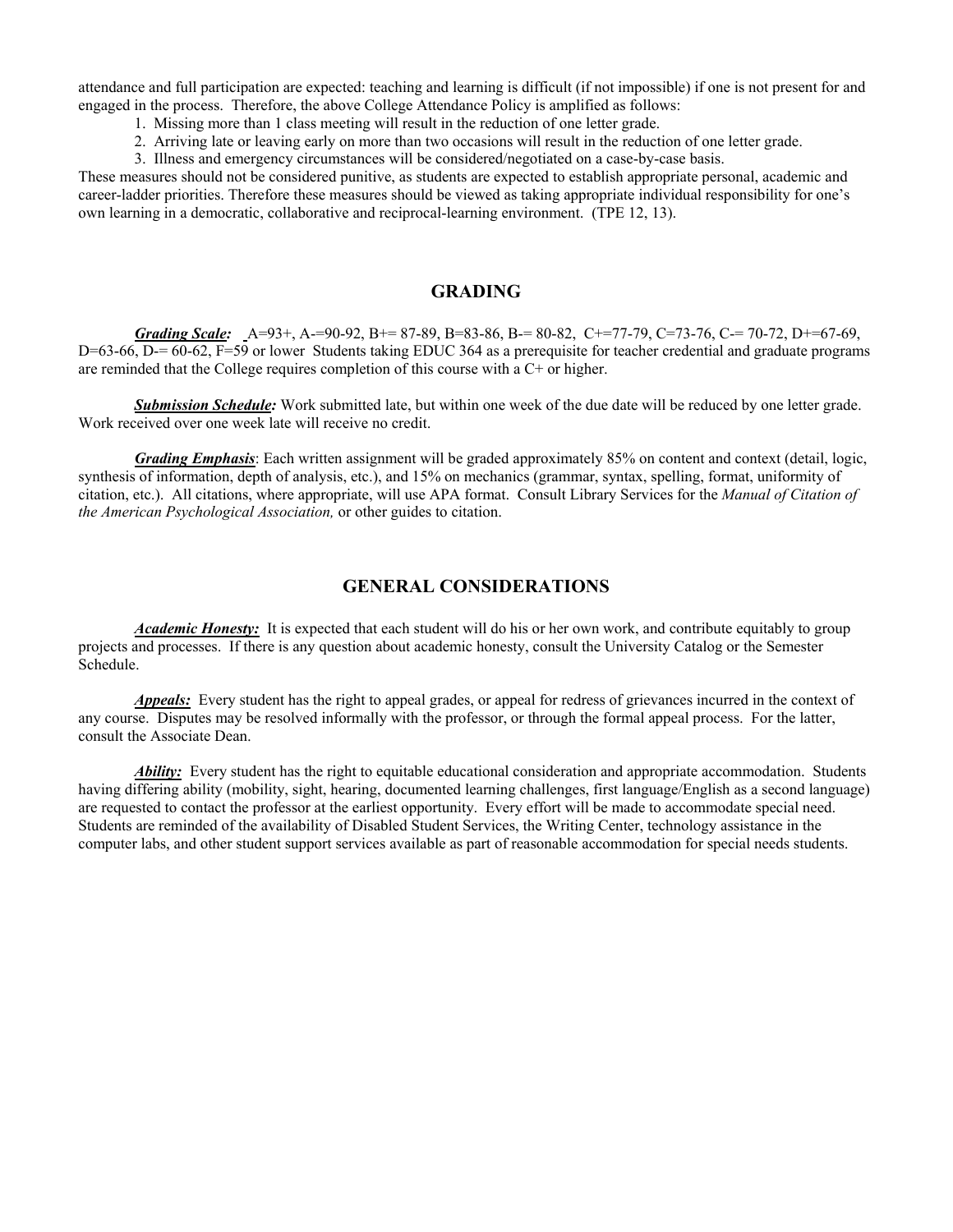attendance and full participation are expected: teaching and learning is difficult (if not impossible) if one is not present for and engaged in the process. Therefore, the above College Attendance Policy is amplified as follows:

1. Missing more than 1 class meeting will result in the reduction of one letter grade.
2. Arriving late or leaving early on more than two occasions will result in the reduction of one letter grade.
3. Illness and emergency circumstances will be considered/negotiated on a case-by-case basis.

These measures should not be considered punitive, as students are expected to establish appropriate personal, academic and career-ladder priorities. Therefore these measures should be viewed as taking appropriate individual responsibility for one's own learning in a democratic, collaborative and reciprocal-learning environment. (TPE 12, 13).

## GRADING

***Grading Scale:*** A=93+, A-=90-92, B+= 87-89, B=83-86, B-= 80-82, C+=77-79, C=73-76, C-= 70-72, D+=67-69, D=63-66, D-= 60-62, F=59 or lower Students taking EDUC 364 as a prerequisite for teacher credential and graduate programs are reminded that the College requires completion of this course with a C+ or higher.

***Submission Schedule:*** Work submitted late, but within one week of the due date will be reduced by one letter grade. Work received over one week late will receive no credit.

***Grading Emphasis***: Each written assignment will be graded approximately 85% on content and context (detail, logic, synthesis of information, depth of analysis, etc.), and 15% on mechanics (grammar, syntax, spelling, format, uniformity of citation, etc.). All citations, where appropriate, will use APA format. Consult Library Services for the *Manual of Citation of the American Psychological Association,* or other guides to citation.

## GENERAL CONSIDERATIONS

***Academic Honesty:*** It is expected that each student will do his or her own work, and contribute equitably to group projects and processes. If there is any question about academic honesty, consult the University Catalog or the Semester Schedule.

***Appeals:*** Every student has the right to appeal grades, or appeal for redress of grievances incurred in the context of any course. Disputes may be resolved informally with the professor, or through the formal appeal process. For the latter, consult the Associate Dean.

***Ability:*** Every student has the right to equitable educational consideration and appropriate accommodation. Students having differing ability (mobility, sight, hearing, documented learning challenges, first language/English as a second language) are requested to contact the professor at the earliest opportunity. Every effort will be made to accommodate special need. Students are reminded of the availability of Disabled Student Services, the Writing Center, technology assistance in the computer labs, and other student support services available as part of reasonable accommodation for special needs students.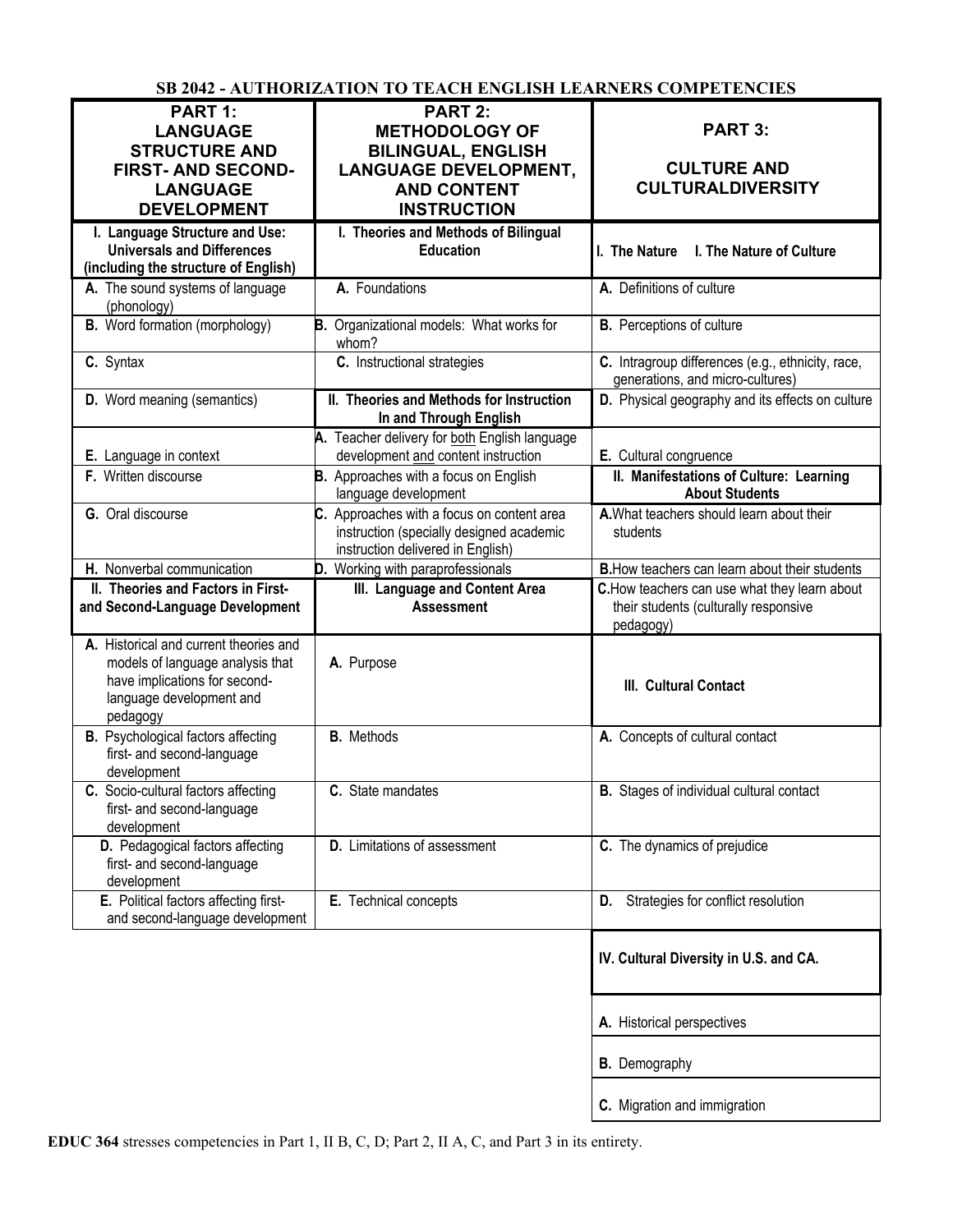## SB 2042 - AUTHORIZATION TO TEACH ENGLISH LEARNERS COMPETENCIES

| **PART 1: LANGUAGE STRUCTURE AND FIRST- AND SECOND-LANGUAGE DEVELOPMENT** | **PART 2: METHODOLOGY OF BILINGUAL, ENGLISH LANGUAGE DEVELOPMENT, AND CONTENT INSTRUCTION** | **PART 3: CULTURE AND CULTURALDIVERSITY** |
|---|---|---|
| **I. Language Structure and Use: Universals and Differences (including the structure of English)** | **I. Theories and Methods of Bilingual Education** | **I. The Nature I. The Nature of Culture** |
| **A.** The sound systems of language (phonology) | **A.** Foundations | **A.** Definitions of culture |
| **B.** Word formation (morphology) | **B.** Organizational models: What works for whom? | **B.** Perceptions of culture |
| **C.** Syntax | **C.** Instructional strategies | **C.** Intragroup differences (e.g., ethnicity, race, generations, and micro-cultures) |
| **D.** Word meaning (semantics) | **II. Theories and Methods for Instruction In and Through English** | **D.** Physical geography and its effects on culture |
| **E.** Language in context | **A.** Teacher delivery for both English language development and content instruction | **E.** Cultural congruence |
| **F.** Written discourse | **B.** Approaches with a focus on English language development | **II. Manifestations of Culture: Learning About Students** |
| **G.** Oral discourse | **C.** Approaches with a focus on content area instruction (specially designed academic instruction delivered in English) | **A.** What teachers should learn about their students |
| **H.** Nonverbal communication | **D.** Working with paraprofessionals | **B.** How teachers can learn about their students |
| **II. Theories and Factors in First- and Second-Language Development** | **III. Language and Content Area Assessment** | **C.** How teachers can use what they learn about their students (culturally responsive pedagogy) |
| **A.** Historical and current theories and models of language analysis that have implications for second-language development and pedagogy | **A.** Purpose | **III. Cultural Contact** |
| **B.** Psychological factors affecting first- and second-language development | **B.** Methods | **A.** Concepts of cultural contact |
| **C.** Socio-cultural factors affecting first- and second-language development | **C.** State mandates | **B.** Stages of individual cultural contact |
| **D.** Pedagogical factors affecting first- and second-language development | **D.** Limitations of assessment | **C.** The dynamics of prejudice |
| **E.** Political factors affecting first- and second-language development | **E.** Technical concepts | **D.** Strategies for conflict resolution |
| | | **IV. Cultural Diversity in U.S. and CA.** |
| | | **A.** Historical perspectives |
| | | **B.** Demography |
| | | **C.** Migration and immigration |

**EDUC 364** stresses competencies in Part 1, II B, C, D; Part 2, II A, C, and Part 3 in its entirety.